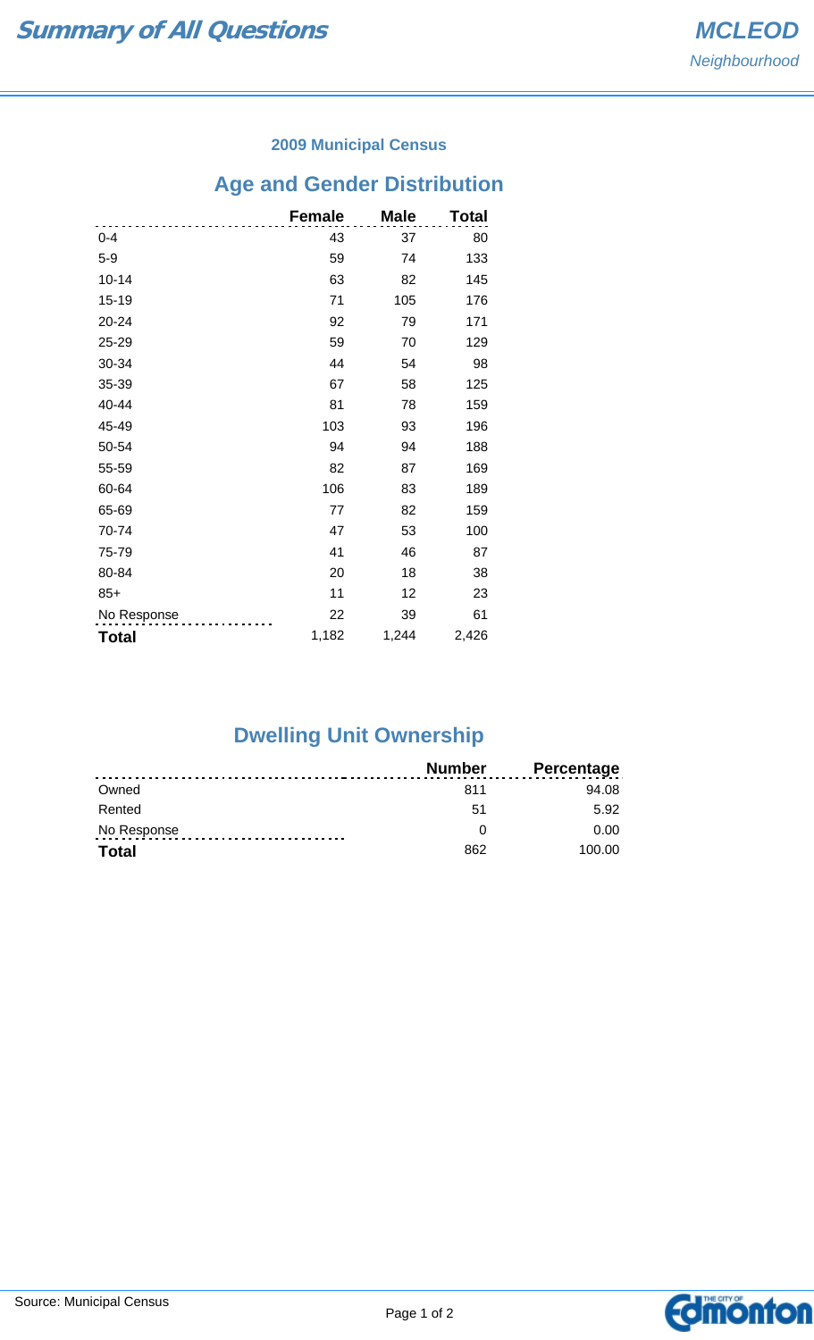# Summary of All Questions

**MCLEOD**
*Neighbourhood*

### 2009 Municipal Census

## Age and Gender Distribution

| | Female | Male | Total |
|---|---|---|---|
| 0-4 | 43 | 37 | 80 |
| 5-9 | 59 | 74 | 133 |
| 10-14 | 63 | 82 | 145 |
| 15-19 | 71 | 105 | 176 |
| 20-24 | 92 | 79 | 171 |
| 25-29 | 59 | 70 | 129 |
| 30-34 | 44 | 54 | 98 |
| 35-39 | 67 | 58 | 125 |
| 40-44 | 81 | 78 | 159 |
| 45-49 | 103 | 93 | 196 |
| 50-54 | 94 | 94 | 188 |
| 55-59 | 82 | 87 | 169 |
| 60-64 | 106 | 83 | 189 |
| 65-69 | 77 | 82 | 159 |
| 70-74 | 47 | 53 | 100 |
| 75-79 | 41 | 46 | 87 |
| 80-84 | 20 | 18 | 38 |
| 85+ | 11 | 12 | 23 |
| No Response | 22 | 39 | 61 |
| **Total** | 1,182 | 1,244 | 2,426 |

## Dwelling Unit Ownership

| | Number | Percentage |
|---|---|---|
| Owned | 811 | 94.08 |
| Rented | 51 | 5.92 |
| No Response | 0 | 0.00 |
| **Total** | 862 | 100.00 |

Source: Municipal Census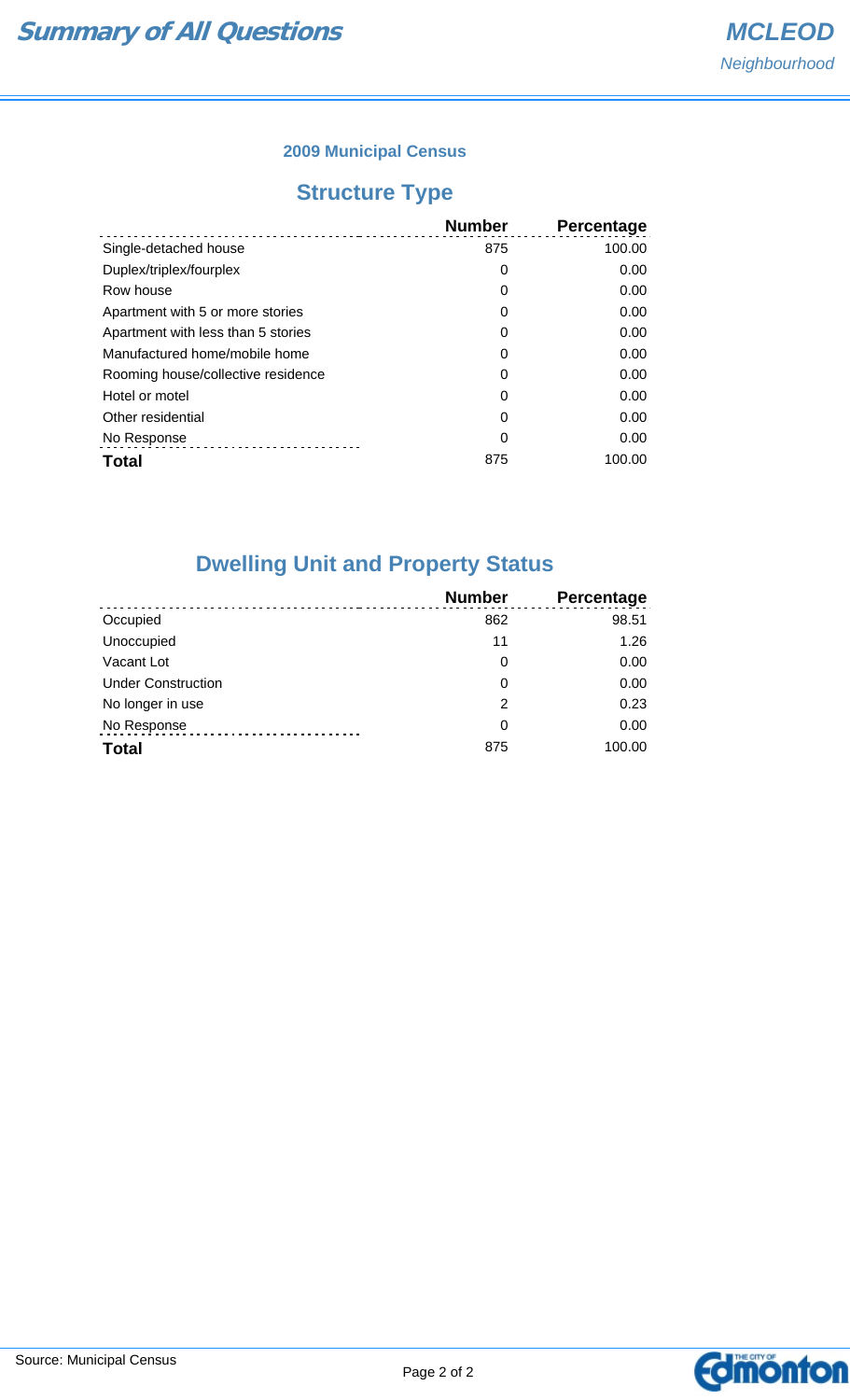# Summary of All Questions

**MCLEOD**
*Neighbourhood*

### 2009 Municipal Census

## Structure Type

| | Number | Percentage |
|---|---|---|
| Single-detached house | 875 | 100.00 |
| Duplex/triplex/fourplex | 0 | 0.00 |
| Row house | 0 | 0.00 |
| Apartment with 5 or more stories | 0 | 0.00 |
| Apartment with less than 5 stories | 0 | 0.00 |
| Manufactured home/mobile home | 0 | 0.00 |
| Rooming house/collective residence | 0 | 0.00 |
| Hotel or motel | 0 | 0.00 |
| Other residential | 0 | 0.00 |
| No Response | 0 | 0.00 |
| **Total** | 875 | 100.00 |

## Dwelling Unit and Property Status

| | Number | Percentage |
|---|---|---|
| Occupied | 862 | 98.51 |
| Unoccupied | 11 | 1.26 |
| Vacant Lot | 0 | 0.00 |
| Under Construction | 0 | 0.00 |
| No longer in use | 2 | 0.23 |
| No Response | 0 | 0.00 |
| **Total** | 875 | 100.00 |

Source: Municipal Census